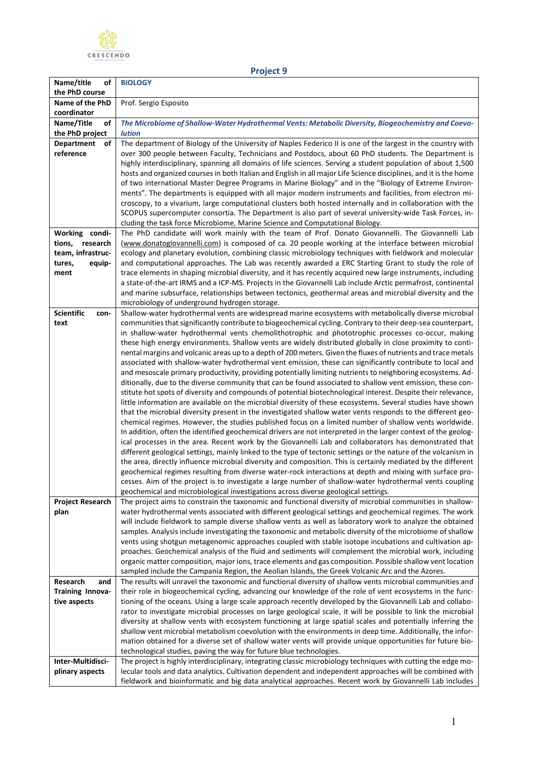## Project 9

| Name/title of the PhD course | **BIOLOGY** |
|---|---|
| Name of the PhD coordinator | Prof. Sergio Esposito |
| Name/Title of the PhD project | ***The Microbiome of Shallow-Water Hydrothermal Vents: Metabolic Diversity, Biogeochemistry and Coevolution*** |
| Department of reference | The department of Biology of the University of Naples Federico II is one of the largest in the country with over 300 people between Faculty, Technicians and Postdocs, about 60 PhD students. The Department is highly interdisciplinary, spanning all domains of life sciences. Serving a student population of about 1,500 hosts and organized courses in both Italian and English in all major Life Science disciplines, and it is the home of two international Master Degree Programs in Marine Biology" and in the "Biology of Extreme Environments". The departments is equipped with all major modern instruments and facilities, from electron microscopy, to a vivarium, large computational clusters both hosted internally and in collaboration with the SCOPUS supercomputer consortia. The Department is also part of several university-wide Task Forces, including the task force Microbiome, Marine Science and Computational Biology. |
| Working conditions, research team, infrastructures, equipment | The PhD candidate will work mainly with the team of Prof. Donato Giovannelli. The Giovannelli Lab (www.donatogiovannelli.com) is composed of ca. 20 people working at the interface between microbial ecology and planetary evolution, combining classic microbiology techniques with fieldwork and molecular and computational approaches. The Lab was recently awarded a ERC Starting Grant to study the role of trace elements in shaping microbial diversity, and it has recently acquired new large instruments, including a state-of-the-art IRMS and a ICP-MS. Projects in the Giovannelli Lab include Arctic permafrost, continental and marine subsurface, relationships between tectonics, geothermal areas and microbial diversity and the microbiology of underground hydrogen storage. |
| Scientific context | Shallow-water hydrothermal vents are widespread marine ecosystems with metabolically diverse microbial communities that significantly contribute to biogeochemical cycling. Contrary to their deep-sea counterpart, in shallow-water hydrothermal vents chemolithotrophic and phototrophic processes co-occur, making these high energy environments. Shallow vents are widely distributed globally in close proximity to continental margins and volcanic areas up to a depth of 200 meters. Given the fluxes of nutrients and trace metals associated with shallow-water hydrothermal vent emission, these can significantly contribute to local and and mesoscale primary productivity, providing potentially limiting nutrients to neighboring ecosystems. Additionally, due to the diverse community that can be found associated to shallow vent emission, these constitute hot spots of diversity and compounds of potential biotechnological interest. Despite their relevance, little information are available on the microbial diversity of these ecosystems. Several studies have shown that the microbial diversity present in the investigated shallow water vents responds to the different geochemical regimes. However, the studies published focus on a limited number of shallow vents worldwide. In addition, often the identified geochemical drivers are not interpreted in the larger context of the geological processes in the area. Recent work by the Giovannelli Lab and collaborators has demonstrated that different geological settings, mainly linked to the type of tectonic settings or the nature of the volcanism in the area, directly influence microbial diversity and composition. This is certainly mediated by the different geochemical regimes resulting from diverse water-rock interactions at depth and mixing with surface processes. Aim of the project is to investigate a large number of shallow-water hydrothermal vents coupling geochemical and microbiological investigations across diverse geological settings. |
| Project Research plan | The project aims to constrain the taxonomic and functional diversity of microbial communities in shallow-water hydrothermal vents associated with different geological settings and geochemical regimes. The work will include fieldwork to sample diverse shallow vents as well as laboratory work to analyze the obtained samples. Analysis include investigating the taxonomic and metabolic diversity of the microbiome of shallow vents using shotgun metagenomic approaches coupled with stable isotope incubations and cultivation approaches. Geochemical analysis of the fluid and sediments will complement the microbial work, including organic matter composition, major ions, trace elements and gas composition. Possible shallow vent location sampled include the Campania Region, the Aeolian Islands, the Greek Volcanic Arc and the Azores. |
| Research and Training Innovative aspects | The results will unravel the taxonomic and functional diversity of shallow vents microbial communities and their role in biogeochemical cycling, advancing our knowledge of the role of vent ecosystems in the functioning of the oceans. Using a large scale approach recently developed by the Giovannelli Lab and collaborator to investigate microbial processes on large geological scale, it will be possible to link the microbial diversity at shallow vents with ecosystem functioning at large spatial scales and potentially inferring the shallow vent microbial metabolism coevolution with the environments in deep time. Additionally, the information obtained for a diverse set of shallow water vents will provide unique opportunities for future biotechnological studies, paving the way for future blue technologies. |
| Inter-Multidisciplinary aspects | The project is highly interdisciplinary, integrating classic microbiology techniques with cutting the edge molecular tools and data analytics. Cultivation dependent and independent approaches will be combined with fieldwork and bioinformatic and big data analytical approaches. Recent work by Giovannelli Lab includes |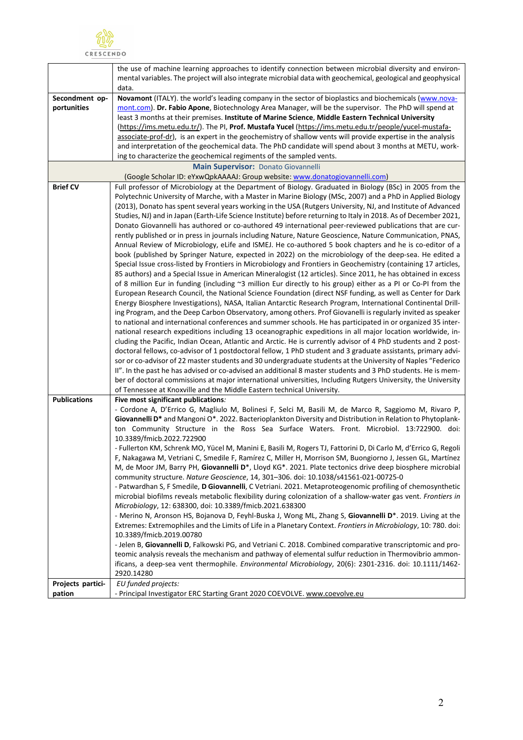| | |
|---|---|
| | the use of machine learning approaches to identify connection between microbial diversity and environmental variables. The project will also integrate microbial data with geochemical, geological and geophysical data. |
| **Secondment opportunities** | **Novamont** (ITALY). the world's leading company in the sector of bioplastics and biochemicals (www.novamont.com). **Dr. Fabio Apone**, Biotechnology Area Manager, will be the supervisor. The PhD will spend at least 3 months at their premises. **Institute of Marine Science, Middle Eastern Technical University** (https://ims.metu.edu.tr/). The PI, **Prof. Mustafa Yucel** (https://ims.metu.edu.tr/people/yucel-mustafa-associate-prof-dr), is an expert in the geochemistry of shallow vents will provide expertise in the analysis and interpretation of the geochemical data. The PhD candidate will spend about 3 months at METU, working to characterize the geochemical regiments of the sampled vents. |
| **Main Supervisor:** Donato Giovannelli (Google Scholar ID: eYxwQpkAAAAJ: Group website: www.donatogiovannelli.com) | |
| **Brief CV** | Full professor of Microbiology at the Department of Biology. Graduated in Biology (BSc) in 2005 from the Polytechnic University of Marche, with a Master in Marine Biology (MSc, 2007) and a PhD in Applied Biology (2013), Donato has spent several years working in the USA (Rutgers University, NJ, and Institute of Advanced Studies, NJ) and in Japan (Earth-Life Science Institute) before returning to Italy in 2018. As of December 2021, Donato Giovannelli has authored or co-authored 49 international peer-reviewed publications that are currently published or in press in journals including Nature, Nature Geoscience, Nature Communication, PNAS, Annual Review of Microbiology, eLife and ISMEJ. He co-authored 5 book chapters and he is co-editor of a book (published by Springer Nature, expected in 2022) on the microbiology of the deep-sea. He edited a Special Issue cross-listed by Frontiers in Microbiology and Frontiers in Geochemistry (containing 17 articles, 85 authors) and a Special Issue in American Mineralogist (12 articles). Since 2011, he has obtained in excess of 8 million Eur in funding (including ~3 million Eur directly to his group) either as a PI or Co-PI from the European Research Council, the National Science Foundation (direct NSF funding, as well as Center for Dark Energy Biosphere Investigations), NASA, Italian Antarctic Research Program, International Continental Drilling Program, and the Deep Carbon Observatory, among others. Prof Giovanelli is regularly invited as speaker to national and international conferences and summer schools. He has participated in or organized 35 international research expeditions including 13 oceanographic expeditions in all major location worldwide, including the Pacific, Indian Ocean, Atlantic and Arctic. He is currently advisor of 4 PhD students and 2 postdoctoral fellows, co-advisor of 1 postdoctoral fellow, 1 PhD student and 3 graduate assistants, primary advisor or co-advisor of 22 master students and 30 undergraduate students at the University of Naples "Federico II". In the past he has advised or co-advised an additional 8 master students and 3 PhD students. He is member of doctoral commissions at major international universities, Including Rutgers University, the University of Tennessee at Knoxville and the Middle Eastern technical University. |
| **Publications** | **Five most significant publications***:*<br>- Cordone A, D'Errico G, Magliulo M, Bolinesi F, Selci M, Basili M, de Marco R, Saggiomo M, Rivaro P, **Giovannelli D*** and Mangoni O*. 2022. Bacterioplankton Diversity and Distribution in Relation to Phytoplankton Community Structure in the Ross Sea Surface Waters. Front. Microbiol. 13:722900. doi: 10.3389/fmicb.2022.722900<br>- Fullerton KM, Schrenk MO, Yücel M, Manini E, Basili M, Rogers TJ, Fattorini D, Di Carlo M, d'Errico G, Regoli F, Nakagawa M, Vetriani C, Smedile F, Ramírez C, Miller H, Morrison SM, Buongiorno J, Jessen GL, Martínez M, de Moor JM, Barry PH, **Giovannelli D***, Lloyd KG*. 2021. Plate tectonics drive deep biosphere microbial community structure. *Nature Geoscience*, 14, 301–306. doi: 10.1038/s41561-021-00725-0<br>- Patwardhan S, F Smedile, **D Giovannelli**, C Vetriani. 2021. Metaproteogenomic profiling of chemosynthetic microbial biofilms reveals metabolic flexibility during colonization of a shallow-water gas vent. *Frontiers in Microbiology*, 12: 638300, doi: 10.3389/fmicb.2021.638300<br>- Merino N, Aronson HS, Bojanova D, Feyhl-Buska J, Wong ML, Zhang S, **Giovannelli D***. 2019. Living at the Extremes: Extremophiles and the Limits of Life in a Planetary Context. *Frontiers in Microbiology*, 10: 780. doi: 10.3389/fmicb.2019.00780<br>- Jelen B, **Giovannelli D**, Falkowski PG, and Vetriani C. 2018. Combined comparative transcriptomic and proteomic analysis reveals the mechanism and pathway of elemental sulfur reduction in Thermovibrio ammonificans, a deep-sea vent thermophile. *Environmental Microbiology*, 20(6): 2301-2316. doi: 10.1111/1462-2920.14280 |
| **Projects participation** | *EU funded projects:*<br>- Principal Investigator ERC Starting Grant 2020 COEVOLVE. www.coevolve.eu |